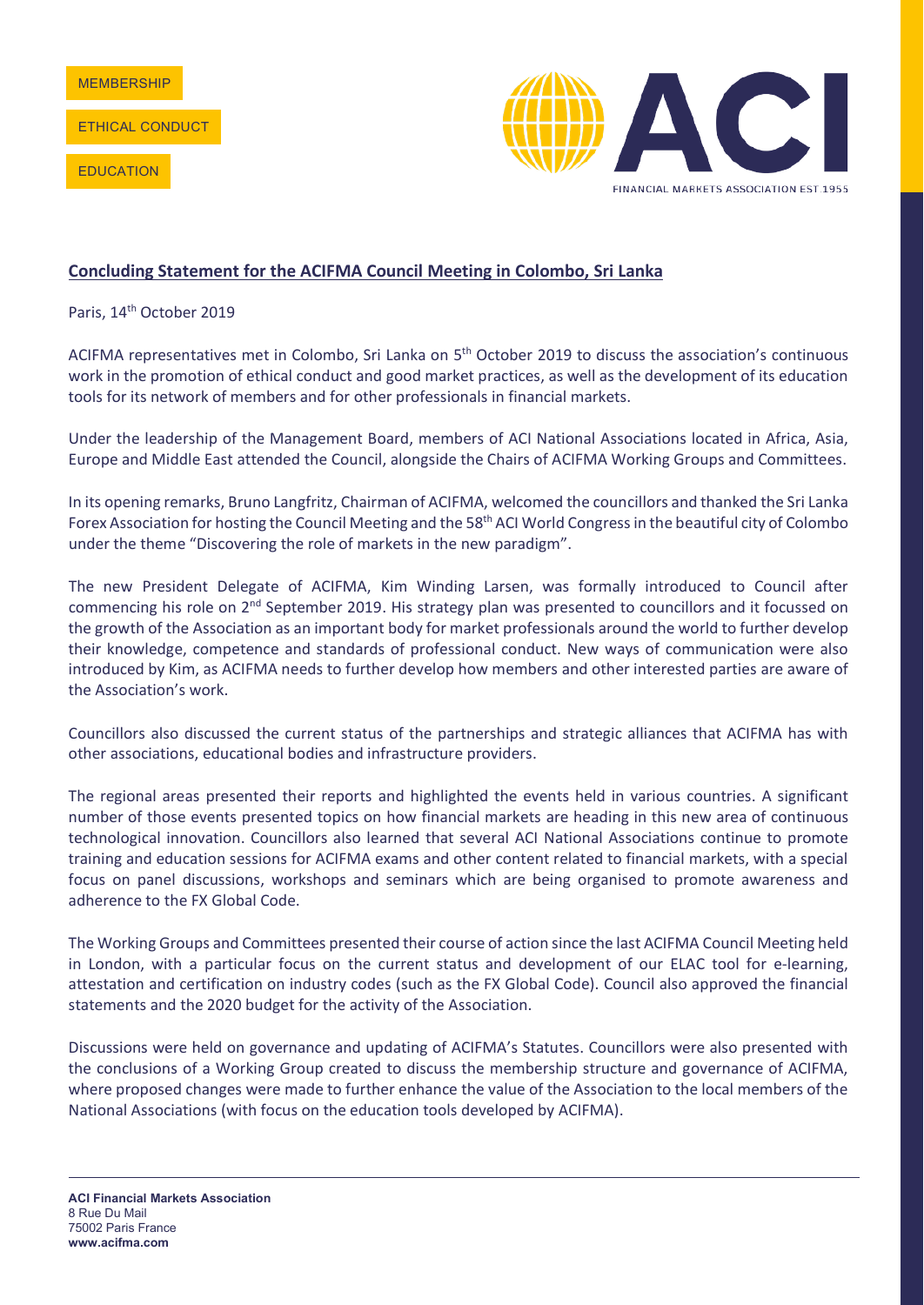MEMBERSHIP

ETHICAL CONDUCT

EDUCATION

## Concluding Statement for the ACIFMA Council Meeting in Colombo, Sri Lanka

Paris, 14th October 2019

ACIFMA representatives met in Colombo, Sri Lanka on 5th October 2019 to discuss the association's continuous work in the promotion of ethical conduct and good market practices, as well as the development of its education tools for its network of members and for other professionals in financial markets.

Under the leadership of the Management Board, members of ACI National Associations located in Africa, Asia, Europe and Middle East attended the Council, alongside the Chairs of ACIFMA Working Groups and Committees.

In its opening remarks, Bruno Langfritz, Chairman of ACIFMA, welcomed the councillors and thanked the Sri Lanka Forex Association for hosting the Council Meeting and the 58th ACI World Congress in the beautiful city of Colombo under the theme "Discovering the role of markets in the new paradigm".

The new President Delegate of ACIFMA, Kim Winding Larsen, was formally introduced to Council after commencing his role on 2nd September 2019. His strategy plan was presented to councillors and it focussed on the growth of the Association as an important body for market professionals around the world to further develop their knowledge, competence and standards of professional conduct. New ways of communication were also introduced by Kim, as ACIFMA needs to further develop how members and other interested parties are aware of the Association's work.

Councillors also discussed the current status of the partnerships and strategic alliances that ACIFMA has with other associations, educational bodies and infrastructure providers.

The regional areas presented their reports and highlighted the events held in various countries. A significant number of those events presented topics on how financial markets are heading in this new area of continuous technological innovation. Councillors also learned that several ACI National Associations continue to promote training and education sessions for ACIFMA exams and other content related to financial markets, with a special focus on panel discussions, workshops and seminars which are being organised to promote awareness and adherence to the FX Global Code.

The Working Groups and Committees presented their course of action since the last ACIFMA Council Meeting held in London, with a particular focus on the current status and development of our ELAC tool for e-learning, attestation and certification on industry codes (such as the FX Global Code). Council also approved the financial statements and the 2020 budget for the activity of the Association.

Discussions were held on governance and updating of ACIFMA's Statutes. Councillors were also presented with the conclusions of a Working Group created to discuss the membership structure and governance of ACIFMA, where proposed changes were made to further enhance the value of the Association to the local members of the National Associations (with focus on the education tools developed by ACIFMA).

**ACI Financial Markets Association**
8 Rue Du Mail
75002 Paris France
**www.acifma.com**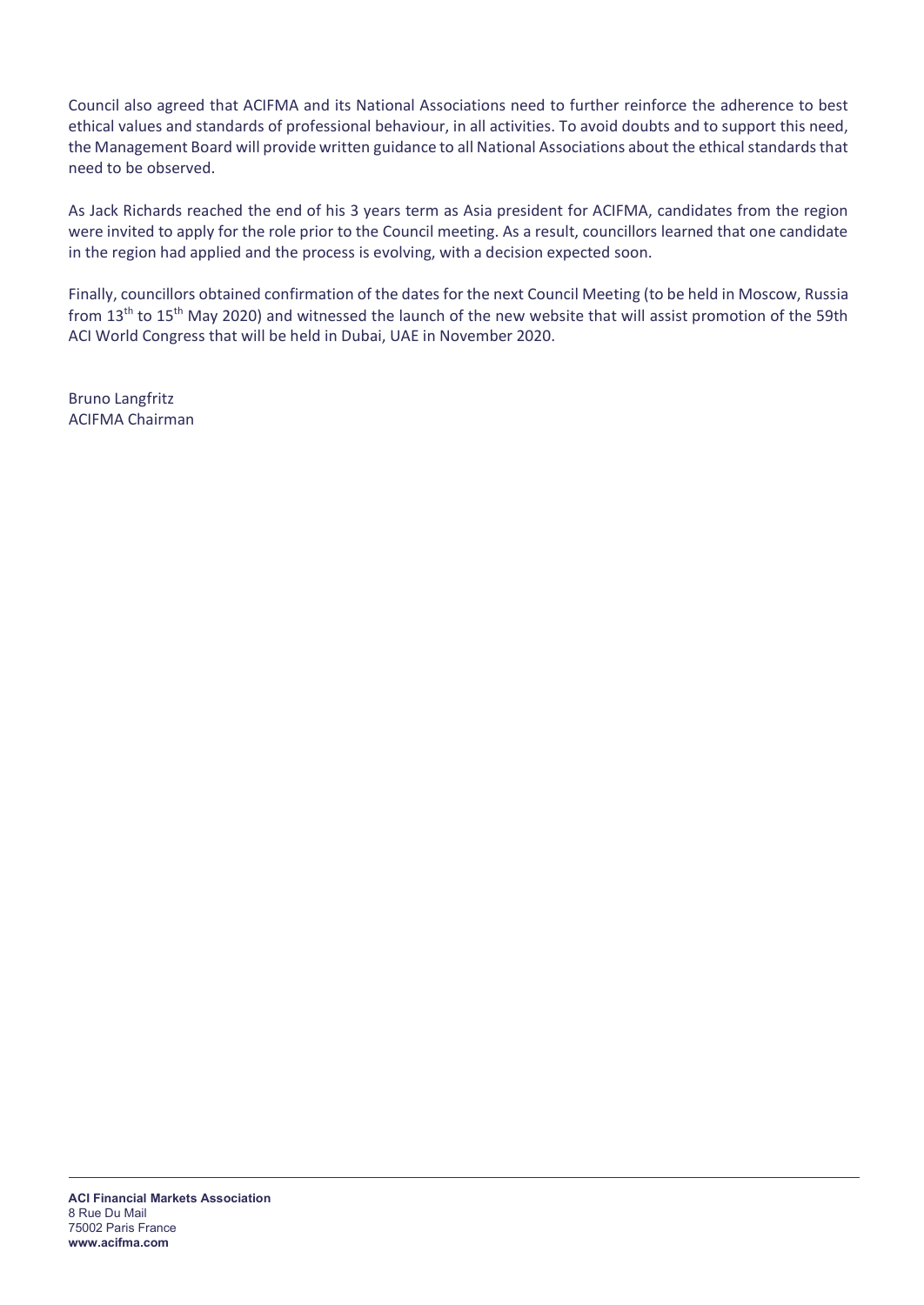Council also agreed that ACIFMA and its National Associations need to further reinforce the adherence to best ethical values and standards of professional behaviour, in all activities. To avoid doubts and to support this need, the Management Board will provide written guidance to all National Associations about the ethical standards that need to be observed.

As Jack Richards reached the end of his 3 years term as Asia president for ACIFMA, candidates from the region were invited to apply for the role prior to the Council meeting. As a result, councillors learned that one candidate in the region had applied and the process is evolving, with a decision expected soon.

Finally, councillors obtained confirmation of the dates for the next Council Meeting (to be held in Moscow, Russia from 13th to 15th May 2020) and witnessed the launch of the new website that will assist promotion of the 59th ACI World Congress that will be held in Dubai, UAE in November 2020.

Bruno Langfritz
ACIFMA Chairman

**ACI Financial Markets Association**
8 Rue Du Mail
75002 Paris France
**www.acifma.com**